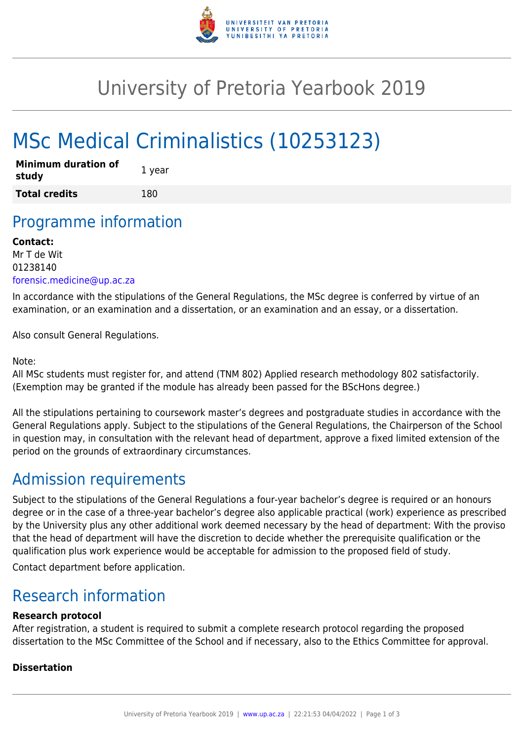# University of Pretoria Yearbook 2019

# MSc Medical Criminalistics (10253123)

| Minimum duration of study | 1 year |
| --- | --- |
| **Total credits** | 180 |

## Programme information

**Contact:**
Mr T de Wit
01238140
forensic.medicine@up.ac.za

In accordance with the stipulations of the General Regulations, the MSc degree is conferred by virtue of an examination, or an examination and a dissertation, or an examination and an essay, or a dissertation.

Also consult General Regulations.

Note:
All MSc students must register for, and attend (TNM 802) Applied research methodology 802 satisfactorily. (Exemption may be granted if the module has already been passed for the BScHons degree.)

All the stipulations pertaining to coursework master's degrees and postgraduate studies in accordance with the General Regulations apply. Subject to the stipulations of the General Regulations, the Chairperson of the School in question may, in consultation with the relevant head of department, approve a fixed limited extension of the period on the grounds of extraordinary circumstances.

## Admission requirements

Subject to the stipulations of the General Regulations a four-year bachelor's degree is required or an honours degree or in the case of a three-year bachelor's degree also applicable practical (work) experience as prescribed by the University plus any other additional work deemed necessary by the head of department: With the proviso that the head of department will have the discretion to decide whether the prerequisite qualification or the qualification plus work experience would be acceptable for admission to the proposed field of study.

Contact department before application.

## Research information

**Research protocol**
After registration, a student is required to submit a complete research protocol regarding the proposed dissertation to the MSc Committee of the School and if necessary, also to the Ethics Committee for approval.

**Dissertation**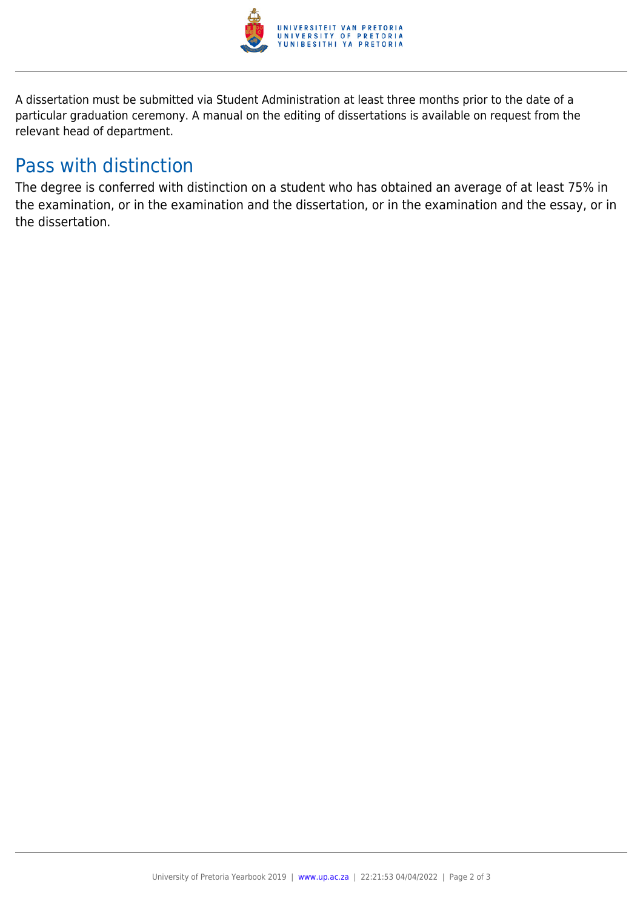A dissertation must be submitted via Student Administration at least three months prior to the date of a particular graduation ceremony. A manual on the editing of dissertations is available on request from the relevant head of department.

## Pass with distinction

The degree is conferred with distinction on a student who has obtained an average of at least 75% in the examination, or in the examination and the dissertation, or in the examination and the essay, or in the dissertation.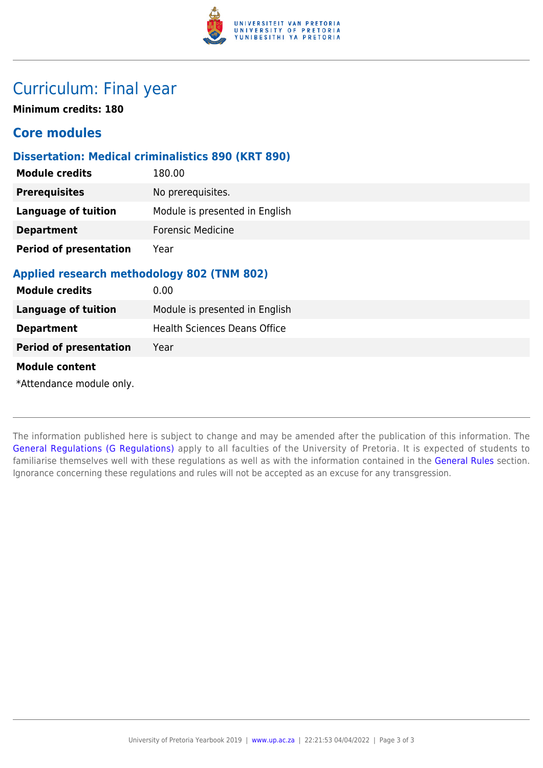# Curriculum: Final year

**Minimum credits: 180**

## Core modules

### Dissertation: Medical criminalistics 890 (KRT 890)

| | |
|---|---|
| **Module credits** | 180.00 |
| **Prerequisites** | No prerequisites. |
| **Language of tuition** | Module is presented in English |
| **Department** | Forensic Medicine |
| **Period of presentation** | Year |

### Applied research methodology 802 (TNM 802)

| | |
|---|---|
| **Module credits** | 0.00 |
| **Language of tuition** | Module is presented in English |
| **Department** | Health Sciences Deans Office |
| **Period of presentation** | Year |

**Module content**

*Attendance module only.

The information published here is subject to change and may be amended after the publication of this information. The General Regulations (G Regulations) apply to all faculties of the University of Pretoria. It is expected of students to familiarise themselves well with these regulations as well as with the information contained in the General Rules section. Ignorance concerning these regulations and rules will not be accepted as an excuse for any transgression.